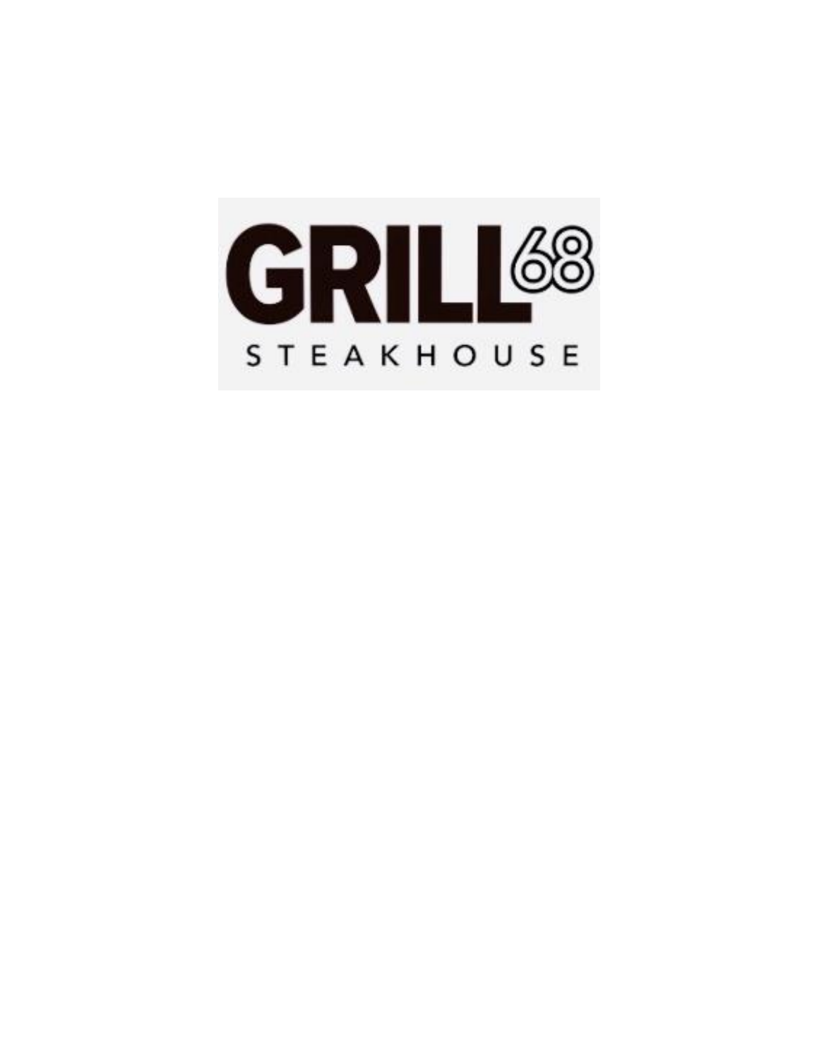# GRILL 68

## STEAKHOUSE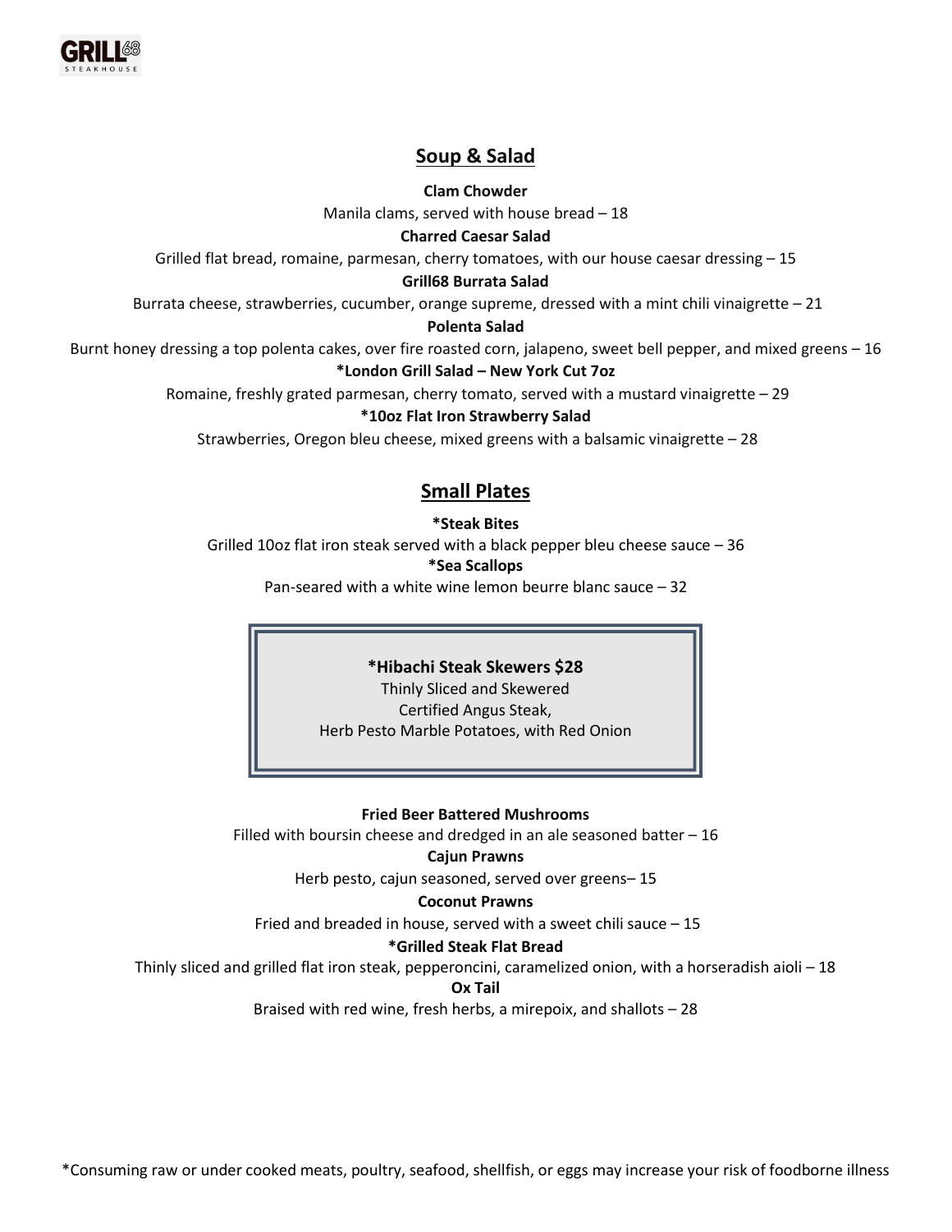## Soup & Salad

**Clam Chowder**

Manila clams, served with house bread – 18

**Charred Caesar Salad**

Grilled flat bread, romaine, parmesan, cherry tomatoes, with our house caesar dressing – 15

**Grill68 Burrata Salad**

Burrata cheese, strawberries, cucumber, orange supreme, dressed with a mint chili vinaigrette – 21

**Polenta Salad**

Burnt honey dressing a top polenta cakes, over fire roasted corn, jalapeno, sweet bell pepper, and mixed greens – 16

***London Grill Salad – New York Cut 7oz**

Romaine, freshly grated parmesan, cherry tomato, served with a mustard vinaigrette – 29

***10oz Flat Iron Strawberry Salad**

Strawberries, Oregon bleu cheese, mixed greens with a balsamic vinaigrette – 28

## Small Plates

***Steak Bites**

Grilled 10oz flat iron steak served with a black pepper bleu cheese sauce – 36

***Sea Scallops**

Pan-seared with a white wine lemon beurre blanc sauce – 32

***Hibachi Steak Skewers $28**

Thinly Sliced and Skewered
Certified Angus Steak,
Herb Pesto Marble Potatoes, with Red Onion

**Fried Beer Battered Mushrooms**

Filled with boursin cheese and dredged in an ale seasoned batter – 16

**Cajun Prawns**

Herb pesto, cajun seasoned, served over greens– 15

**Coconut Prawns**

Fried and breaded in house, served with a sweet chili sauce – 15

***Grilled Steak Flat Bread**

Thinly sliced and grilled flat iron steak, pepperoncini, caramelized onion, with a horseradish aioli – 18

**Ox Tail**

Braised with red wine, fresh herbs, a mirepoix, and shallots – 28

*Consuming raw or under cooked meats, poultry, seafood, shellfish, or eggs may increase your risk of foodborne illness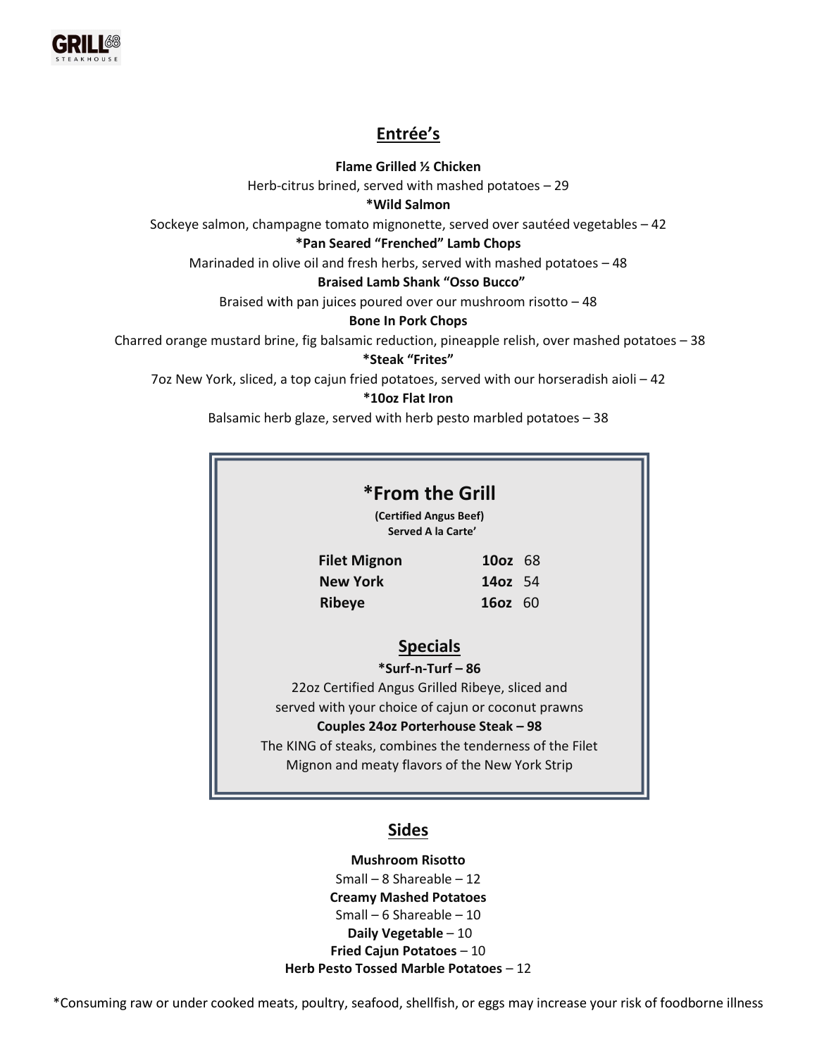## Entrée's

**Flame Grilled ½ Chicken**
Herb-citrus brined, served with mashed potatoes – 29

**\*Wild Salmon**
Sockeye salmon, champagne tomato mignonette, served over sautéed vegetables – 42

**\*Pan Seared "Frenched" Lamb Chops**
Marinaded in olive oil and fresh herbs, served with mashed potatoes – 48

**Braised Lamb Shank "Osso Bucco"**
Braised with pan juices poured over our mushroom risotto – 48

**Bone In Pork Chops**
Charred orange mustard brine, fig balsamic reduction, pineapple relish, over mashed potatoes – 38

**\*Steak "Frites"**
7oz New York, sliced, a top cajun fried potatoes, served with our horseradish aioli – 42

**\*10oz Flat Iron**
Balsamic herb glaze, served with herb pesto marbled potatoes – 38

## \*From the Grill

**(Certified Angus Beef)**
**Served A la Carte'**

| | | |
|---|---|---|
| **Filet Mignon** | **10oz** | 68 |
| **New York** | **14oz** | 54 |
| **Ribeye** | **16oz** | 60 |

## Specials

**\*Surf-n-Turf – 86**
22oz Certified Angus Grilled Ribeye, sliced and served with your choice of cajun or coconut prawns

**Couples 24oz Porterhouse Steak – 98**
The KING of steaks, combines the tenderness of the Filet Mignon and meaty flavors of the New York Strip

## Sides

**Mushroom Risotto**
Small – 8 Shareable – 12

**Creamy Mashed Potatoes**
Small – 6 Shareable – 10

**Daily Vegetable** – 10

**Fried Cajun Potatoes** – 10

**Herb Pesto Tossed Marble Potatoes** – 12

\*Consuming raw or under cooked meats, poultry, seafood, shellfish, or eggs may increase your risk of foodborne illness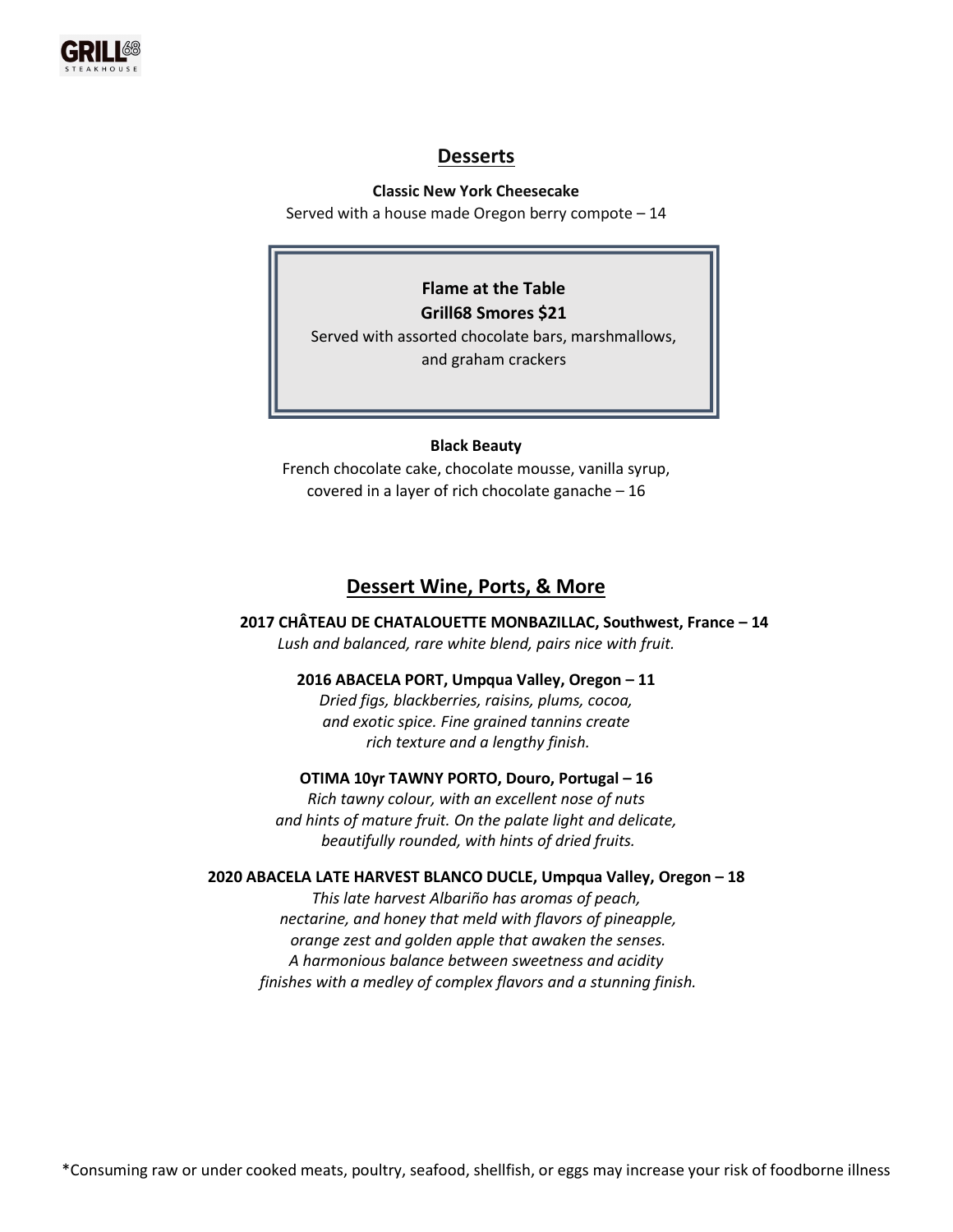## Desserts

**Classic New York Cheesecake**
Served with a house made Oregon berry compote – 14

**Flame at the Table**
**Grill68 Smores $21**
Served with assorted chocolate bars, marshmallows, and graham crackers

**Black Beauty**
French chocolate cake, chocolate mousse, vanilla syrup, covered in a layer of rich chocolate ganache – 16

## Dessert Wine, Ports, & More

**2017 CHÂTEAU DE CHATALOUETTE MONBAZILLAC, Southwest, France – 14**
*Lush and balanced, rare white blend, pairs nice with fruit.*

**2016 ABACELA PORT, Umpqua Valley, Oregon – 11**
*Dried figs, blackberries, raisins, plums, cocoa, and exotic spice. Fine grained tannins create rich texture and a lengthy finish.*

**OTIMA 10yr TAWNY PORTO, Douro, Portugal – 16**
*Rich tawny colour, with an excellent nose of nuts and hints of mature fruit. On the palate light and delicate, beautifully rounded, with hints of dried fruits.*

**2020 ABACELA LATE HARVEST BLANCO DUCLE, Umpqua Valley, Oregon – 18**
*This late harvest Albariño has aromas of peach, nectarine, and honey that meld with flavors of pineapple, orange zest and golden apple that awaken the senses. A harmonious balance between sweetness and acidity finishes with a medley of complex flavors and a stunning finish.*

*Consuming raw or under cooked meats, poultry, seafood, shellfish, or eggs may increase your risk of foodborne illness